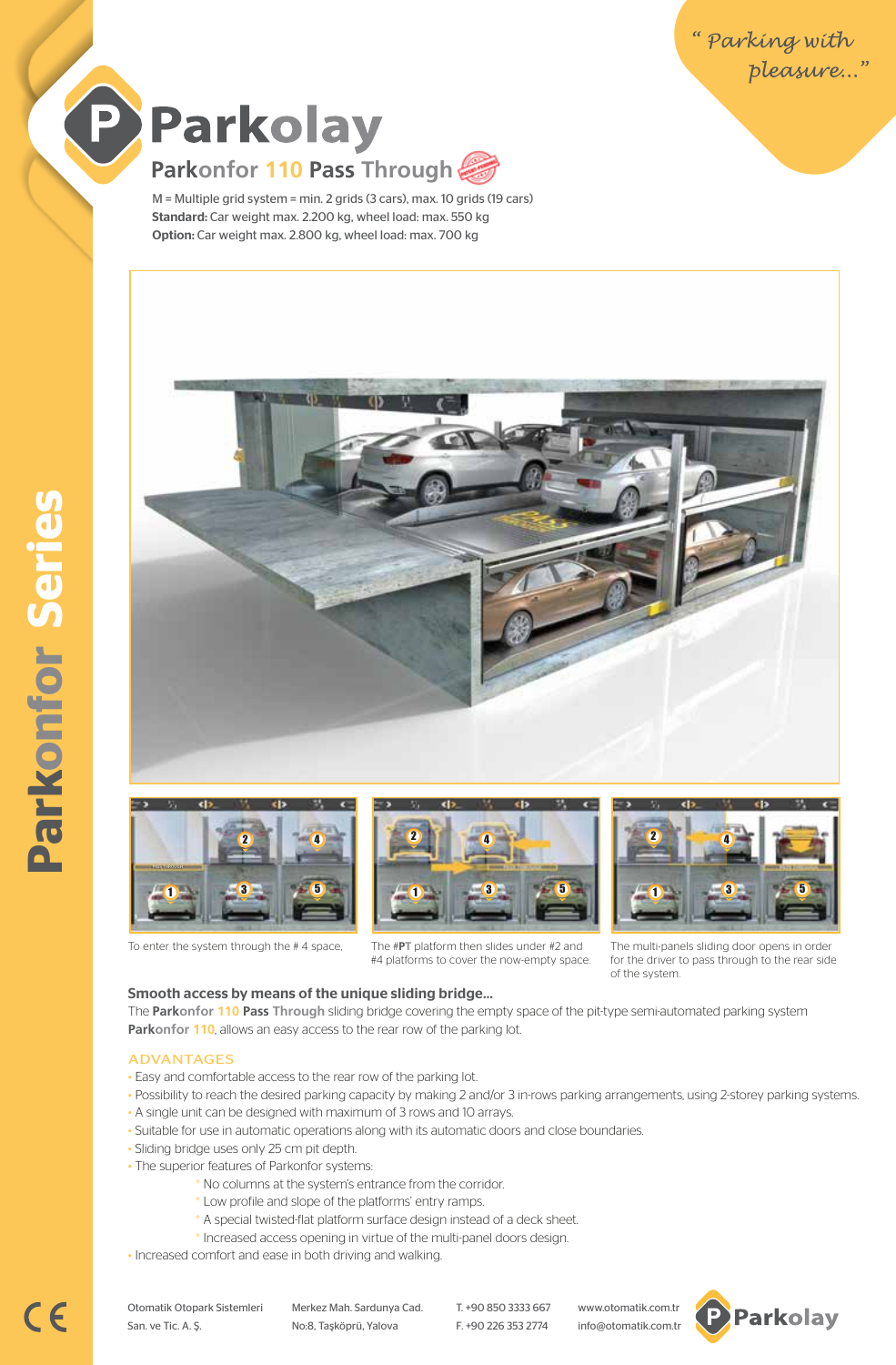*"Parking with pleasure..."*

# Parkolay

## Parkonfor 110 Pass Through

M = Multiple grid system = min. 2 grids (3 cars), max. 10 grids (19 cars)
**Standard:** Car weight max. 2.200 kg, wheel load: max. 550 kg
**Option:** Car weight max. 2.800 kg, wheel load: max. 700 kg

To enter the system through the # 4 space,

The #**PT** platform then slides under #2 and #4 platforms to cover the now-empty space.

The multi-panels sliding door opens in order for the driver to pass through to the rear side of the system.

**Smooth access by means of the unique sliding bridge...**

The **Parkonfor 110 Pass Through** sliding bridge covering the empty space of the pit-type semi-automated parking system **Parkonfor 110**, allows an easy access to the rear row of the parking lot.

### ADVANTAGES

- Easy and comfortable access to the rear row of the parking lot.
- Possibility to reach the desired parking capacity by making 2 and/or 3 in-rows parking arrangements, using 2-storey parking systems.
- A single unit can be designed with maximum of 3 rows and 10 arrays.
- Suitable for use in automatic operations along with its automatic doors and close boundaries.
- Sliding bridge uses only 25 cm pit depth.
- The superior features of Parkonfor systems:
  - No columns at the system's entrance from the corridor.
  - Low profile and slope of the platforms' entry ramps.
  - A special twisted-flat platform surface design instead of a deck sheet.
  - Increased access opening in virtue of the multi-panel doors design.
- Increased comfort and ease in both driving and walking.

**Parkonfor Series**

Otomatik Otopark Sistemleri San. ve Tic. A. Ş. | Merkez Mah. Sardunya Cad. No:8, Taşköprü, Yalova | T. +90 850 3333 667 F. +90 226 353 2774 | www.otomatik.com.tr info@otomatik.com.tr

Parkolay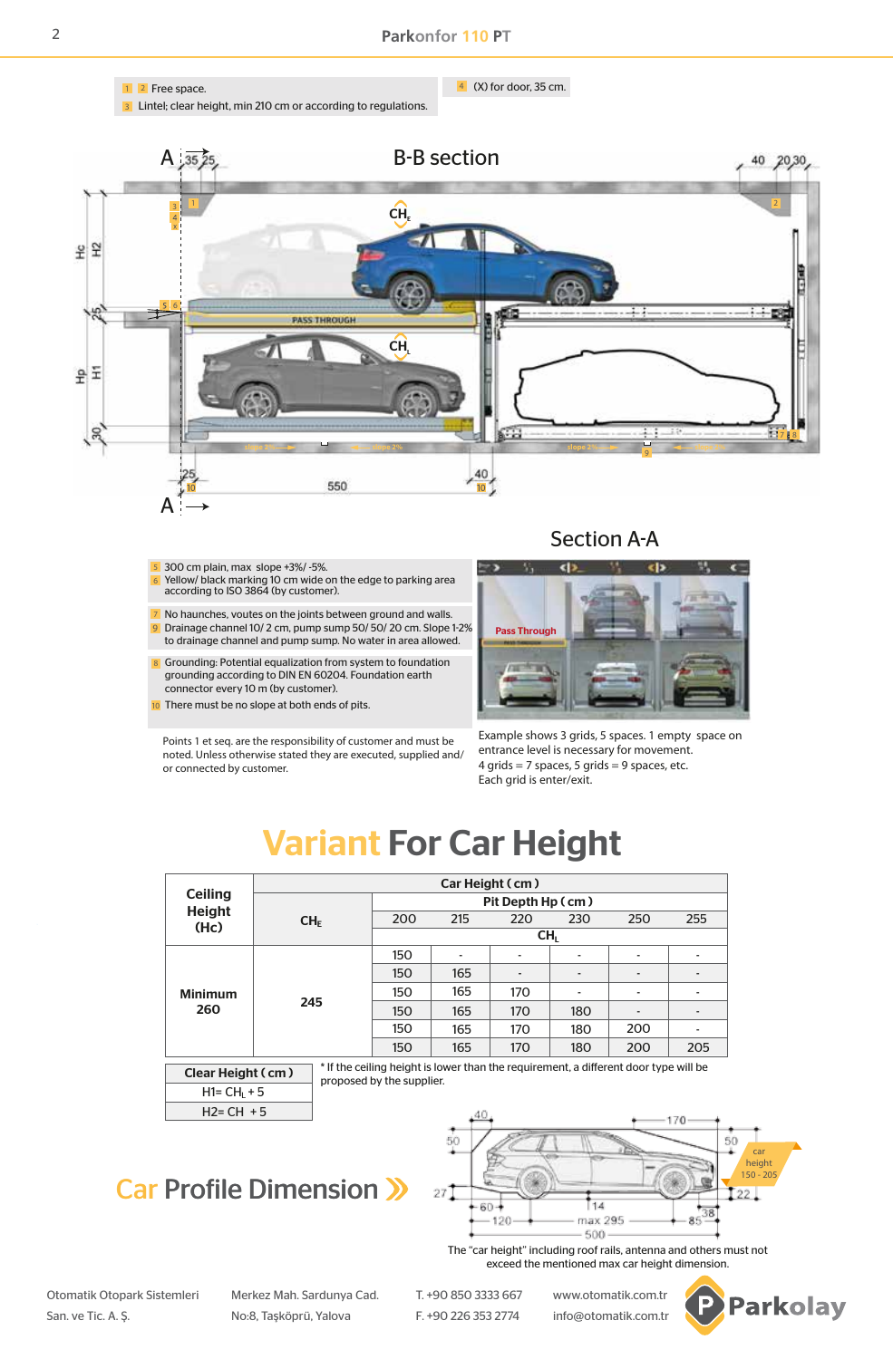1 2 Free space.
3 Lintel; clear height, min 210 cm or according to regulations.

4 (X) for door, 35 cm.

## B-B section

## Section A-A

5 300 cm plain, max slope +3%/ -5%.
6 Yellow/ black marking 10 cm wide on the edge to parking area according to ISO 3864 (by customer).

7 No haunches, voutes on the joints between ground and walls.
9 Drainage channel 10/ 2 cm, pump sump 50/ 50/ 20 cm. Slope 1-2% to drainage channel and pump sump. No water in area allowed.

8 Grounding: Potential equalization from system to foundation grounding according to DIN EN 60204. Foundation earth connector every 10 m (by customer).
10 There must be no slope at both ends of pits.

Points 1 et seq. are the responsibility of customer and must be noted. Unless otherwise stated they are executed, supplied and/ or connected by customer.

Example shows 3 grids, 5 spaces. 1 empty space on entrance level is necessary for movement.
4 grids = 7 spaces, 5 grids = 9 spaces, etc.
Each grid is enter/exit.

# Variant For Car Height

| Ceiling Height (Hc) | Car Height ( cm ) | | | | | | |
|---|---|---|---|---|---|---|---|
| | $CH_E$ | Pit Depth Hp ( cm ) | | | | | |
| | | 200 | 215 | 220 | 230 | 250 | 255 |
| | | $CH_L$ | | | | | |
| Minimum 260 | 245 | 150 | - | - | - | - | - |
| | | 150 | 165 | - | - | - | - |
| | | 150 | 165 | 170 | - | - | - |
| | | 150 | 165 | 170 | 180 | - | - |
| | | 150 | 165 | 170 | 180 | 200 | - |
| | | 150 | 165 | 170 | 180 | 200 | 205 |

| Clear Height ( cm ) |
|---|
| $H1= CH_L + 5$ |
| $H2= CH + 5$ |

* If the ceiling height is lower than the requirement, a different door type will be proposed by the supplier.

## Car Profile Dimension »

The "car height" including roof rails, antenna and others must not exceed the mentioned max car height dimension.

Otomatik Otopark Sistemleri San. ve Tic. A. Ş. | Merkez Mah. Sardunya Cad. No:8, Taşköprü, Yalova | T. +90 850 3333 667 F. +90 226 353 2774 | www.otomatik.com.tr info@otomatik.com.tr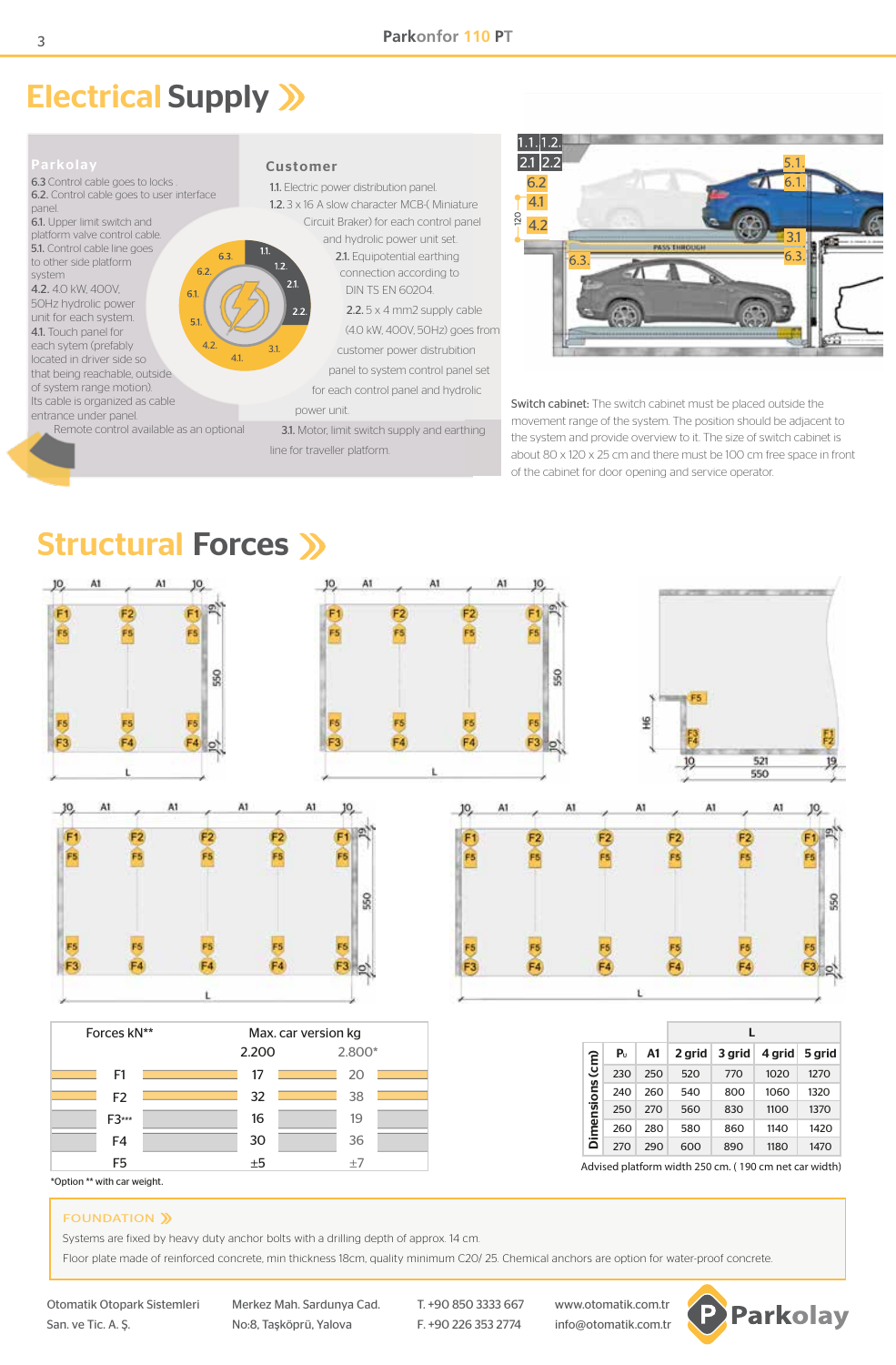# Electrical Supply

**Parkolay**

**6.3** Control cable goes to locks
**6.2.** Control cable goes to user interface panel.
**6.1.** Upper limit switch and platform valve control cable.
**5.1.** Control cable line goes to other side platform system
**4.2.** 4.0 kW, 400V, 50Hz hydrolic power unit for each system.
**4.1.** Touch panel for each sytem (prefably located in driver side so that being reachable, outside of system range motion). Its cable is organized as cable entrance under panel.
Remote control available as an optional

**Customer**

**1.1.** Electric power distribution panel.
**1.2.** 3 x 16 A slow character MCB ( Miniature Circuit Braker) for each control panel and hydrolic power unit set.
**2.1.** Equipotential earthing connection according to DIN TS EN 60204.
**2.2.** 5 x 4 mm2 supply cable (4.0 kW, 400V, 50Hz) goes from customer power distrubition panel to system control panel set for each control panel and hydrolic power unit.
**3.1.** Motor, limit switch supply and earthing line for traveller platform.

**Switch cabinet:** The switch cabinet must be placed outside the movement range of the system. The position should be adjacent to the system and provide overview to it. The size of switch cabinet is about 80 x 120 x 25 cm and there must be 100 cm free space in front of the cabinet for door opening and service operator.

# Structural Forces

| Forces kN** | Max. car version kg | |
|---|---|---|
| | 2.200 | 2.800* |
| F1 | 17 | 20 |
| F2 | 32 | 38 |
| F3*** | 16 | 19 |
| F4 | 30 | 36 |
| F5 | ±5 | ±7 |

*Option ** with car weight.

| Dimensions (cm) | | L | | | |
|---|---|---|---|---|---|
| Pu | A1 | 2 grid | 3 grid | 4 grid | 5 grid |
| 230 | 250 | 520 | 770 | 1020 | 1270 |
| 240 | 260 | 540 | 800 | 1060 | 1320 |
| 250 | 270 | 560 | 830 | 1100 | 1370 |
| 260 | 280 | 580 | 860 | 1140 | 1420 |
| 270 | 290 | 600 | 890 | 1180 | 1470 |

Advised platform width 250 cm. ( 190 cm net car width)

## FOUNDATION

Systems are fixed by heavy duty anchor bolts with a drilling depth of approx. 14 cm.

Floor plate made of reinforced concrete, min thickness 18cm, quality minimum C20/ 25. Chemical anchors are option for water-proof concrete.

Otomatik Otopark Sistemleri San. ve Tic. A. Ş. | Merkez Mah. Sardunya Cad. No:8, Taşköprü, Yalova | T. +90 850 3333 667 F. +90 226 353 2774 | www.otomatik.com.tr info@otomatik.com.tr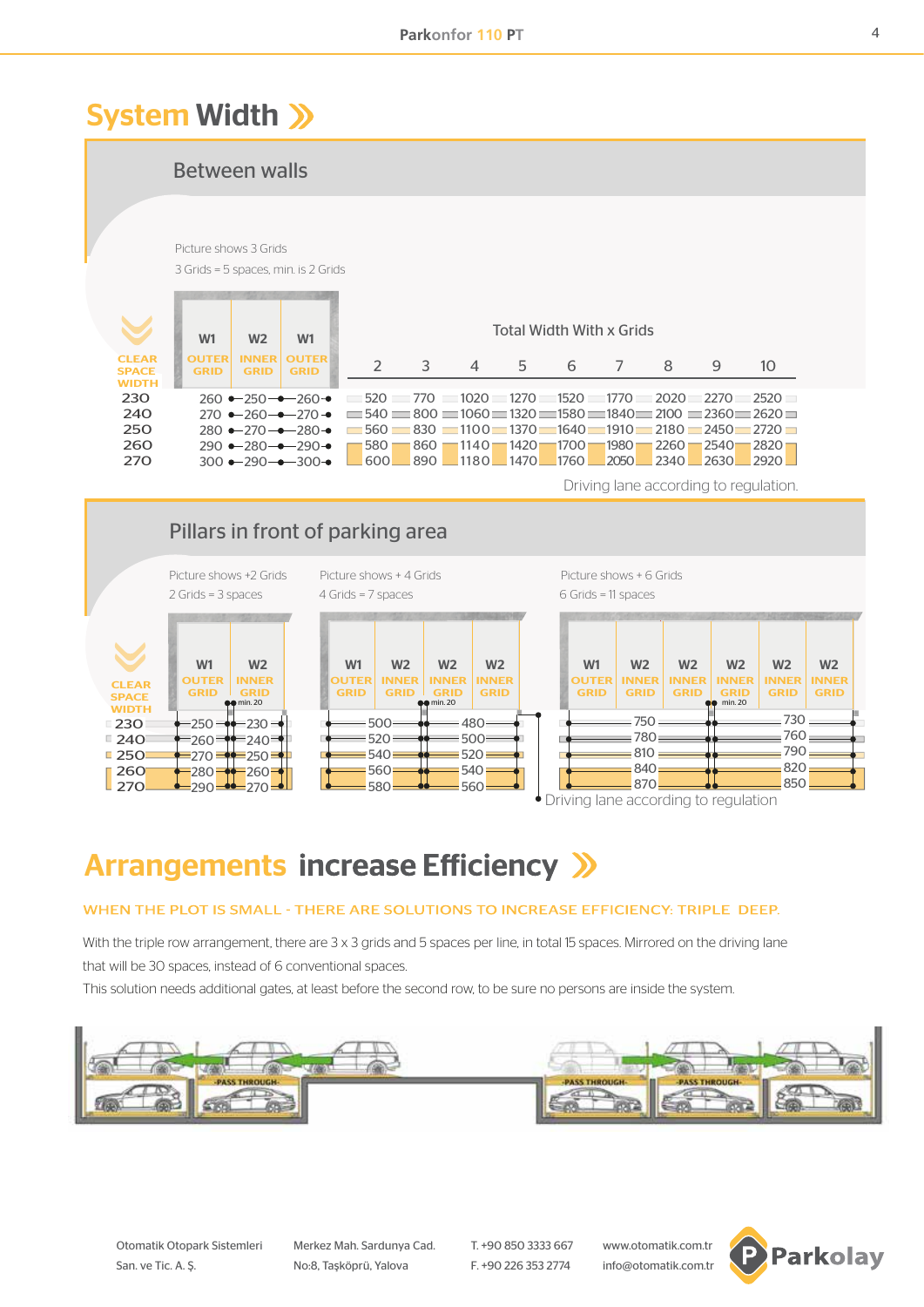# System Width

## Between walls

Picture shows 3 Grids

3 Grids = 5 spaces, min. is 2 Grids

| CLEAR SPACE WIDTH | W1 OUTER GRID | W2 INNER GRID | W1 OUTER GRID | 2 | 3 | 4 | 5 | 6 | 7 | 8 | 9 | 10 |
|---|---|---|---|---|---|---|---|---|---|---|---|---|
| 230 | 260 | 250 | 260 | 520 | 770 | 1020 | 1270 | 1520 | 1770 | 2020 | 2270 | 2520 |
| 240 | 270 | 260 | 270 | 540 | 800 | 1060 | 1320 | 1580 | 1840 | 2100 | 2360 | 2620 |
| 250 | 280 | 270 | 280 | 560 | 830 | 1100 | 1370 | 1640 | 1910 | 2180 | 2450 | 2720 |
| 260 | 290 | 280 | 290 | 580 | 860 | 1140 | 1420 | 1700 | 1980 | 2260 | 2540 | 2820 |
| 270 | 300 | 290 | 300 | 600 | 890 | 1180 | 1470 | 1760 | 2050 | 2340 | 2630 | 2920 |

Total Width With x Grids

Driving lane according to regulation.

## Pillars in front of parking area

Picture shows +2 Grids
2 Grids = 3 spaces

Picture shows + 4 Grids
4 Grids = 7 spaces

Picture shows + 6 Grids
6 Grids = 11 spaces

min. 20

| CLEAR SPACE WIDTH | W1 OUTER GRID | W2 INNER GRID | +4 Grids: W1 + W2 | +4 Grids: W2 + W2 | +6 Grids: W1 + W2 + W2 | +6 Grids: W2 + W2 + W2 |
|---|---|---|---|---|---|---|
| 230 | 250 | 230 | 500 | 480 | 750 | 730 |
| 240 | 260 | 240 | 520 | 500 | 780 | 760 |
| 250 | 270 | 250 | 540 | 520 | 810 | 790 |
| 260 | 280 | 260 | 560 | 540 | 840 | 820 |
| 270 | 290 | 270 | 580 | 560 | 870 | 850 |

Driving lane according to regulation

# Arrangements increase Efficiency

WHEN THE PLOT IS SMALL - THERE ARE SOLUTIONS TO INCREASE EFFICIENCY: TRIPLE DEEP.

With the triple row arrangement, there are 3 x 3 grids and 5 spaces per line, in total 15 spaces. Mirrored on the driving lane that will be 30 spaces, instead of 6 conventional spaces.
This solution needs additional gates, at least before the second row, to be sure no persons are inside the system.

-PASS THROUGH- -PASS THROUGH- -PASS THROUGH-

Otomatik Otopark Sistemleri San. ve Tic. A. Ş. | Merkez Mah. Sardunya Cad. No:8, Taşköprü, Yalova | T. +90 850 3333 667 F. +90 226 353 2774 | www.otomatik.com.tr info@otomatik.com.tr | Parkolay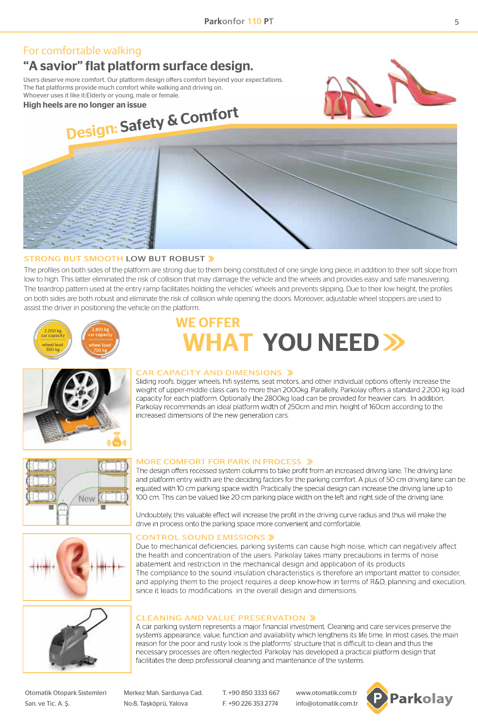For comfortable walking

# "A savior" flat platform surface design.

Users deserve more comfort. Our platform design offers comfort beyond your expectations.
The flat platforms provide much comfort while walking and driving on.
Whoever uses it like it:Elderly or young, male or female.

**High heels are no longer an issue**

Design: Safety & Comfort

## STRONG BUT SMOOTH LOW BUT ROBUST »

The profiles on both sides of the platform are strong due to them being constituted of one single long piece, in addition to their soft slope from low to high. This latter eliminated the risk of collision that may damage the vehicle and the wheels and provides easy and safe maneuvering. The teardrop pattern used at the entry ramp facilitates holding the vehicles' wheels and prevents slipping. Due to their low height, the profiles on both sides are both robust and eliminate the risk of collision while opening the doors. Moreover, adjustable wheel stoppers are used to assist the driver in positioning the vehicle on the platform.

2.200 kg car capacity – wheel load 550 kg

2.800 kg car capacity – wheel load 700 kg

## WE OFFER WHAT YOU NEED »

### CAR CAPACITY AND DIMENSIONS »

Sliding roofs, bigger wheels, hifi systems, seat motors, and other individual options oftenly increase the weight of upper-middle class cars to more than 2000kg. Parallelly, Parkolay offers a standard 2.200 kg load capacity for each platform. Optionally the 2800kg load can be provided for heavier cars. In addition, Parkolay recommends an ideal platform width of 250cm and min. height of 160cm according to the increased dimensions of the new generation cars.

### MORE COMFORT FOR PARK IN PROCESS »

The design offers recessed system columns to take profit from an increased driving lane. The driving lane and platform entry width are the deciding factors for the parking comfort. A plus of 50 cm driving lane can be equated with 10 cm parking space width. Practically the special design can increase the driving lane up to 100 cm. This can be valued like 20 cm parking place width on the left and right side of the driving lane.

Undoubtely, this valuable effect will increase the profit in the driving curve radius and thus will make the drive in process onto the parking space more convenient and comfortable.

### CONTROL SOUND EMISSIONS »

Due to mechanical deficiencies, parking systems can cause high noise, which can negatively affect the health and concentration of the users. Parkolay takes many precautions in terms of noise abatement and restriction in the mechanical design and application of its products
The compliance to the sound insulation characteristics is therefore an important matter to consider, and applying them to the project requires a deep know-how in terms of R&D, planning and execution, since it leads to modifications in the overall design and dimensions.

### CLEANING AND VALUE PRESERVATION »

A car parking system represents a major financial investment. Cleaning and care services preserve the system's appearance, value, function and availability which lengthens its life time. In most cases, the main reason for the poor and rusty look is the platforms' structure that is difficult to clean and thus the necessary processes are often neglected. Parkolay has developed a practical platform design that facilitates the deep professional cleaning and maintenance of the systems.

Otomatik Otopark Sistemleri San. ve Tic. A. Ş. | Merkez Mah. Sardunya Cad. No:8, Taşköprü, Yalova | T. +90 850 3333 667 F. +90 226 353 2774 | www.otomatik.com.tr info@otomatik.com.tr | Parkolay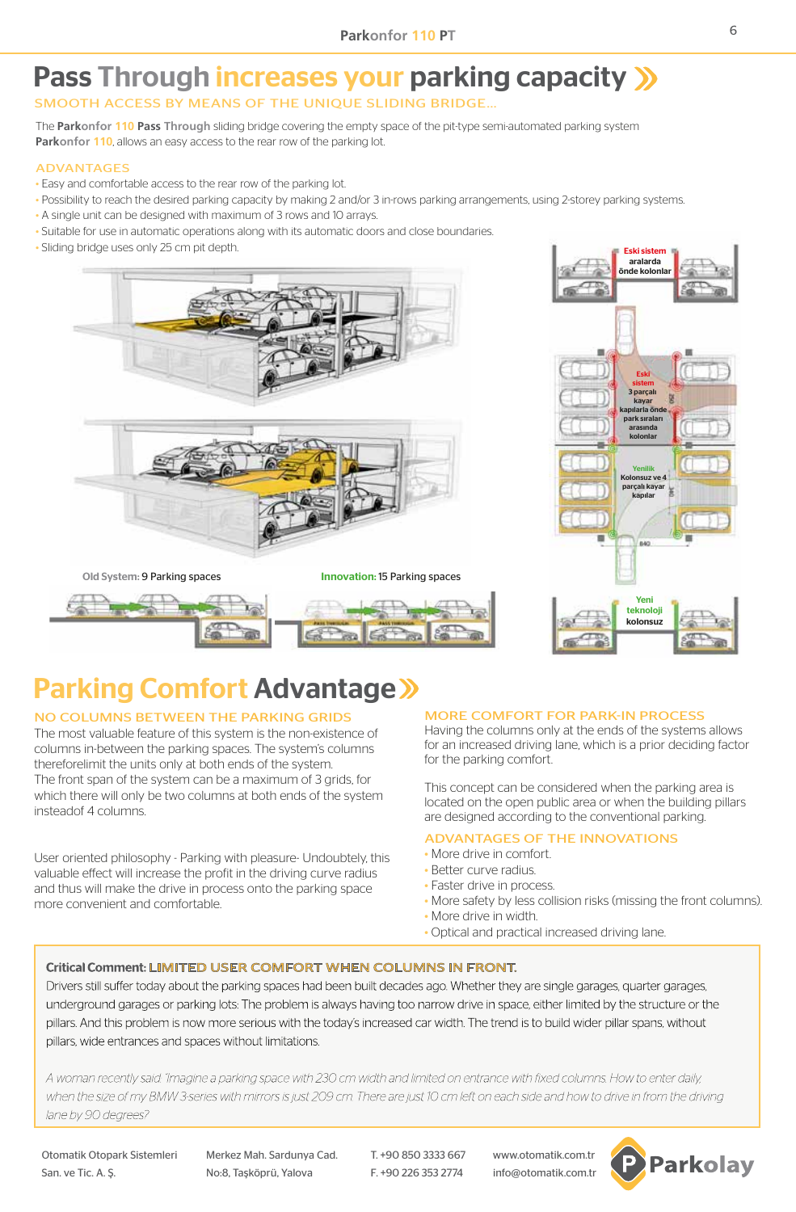# Pass Through increases your parking capacity »

SMOOTH ACCESS BY MEANS OF THE UNIQUE SLIDING BRIDGE...

The **Parkonfor 110 Pass Through** sliding bridge covering the empty space of the pit-type semi-automated parking system **Parkonfor 110**, allows an easy access to the rear row of the parking lot.

## ADVANTAGES

- Easy and comfortable access to the rear row of the parking lot.
- Possibility to reach the desired parking capacity by making 2 and/or 3 in-rows parking arrangements, using 2-storey parking systems.
- A single unit can be designed with maximum of 3 rows and 10 arrays.
- Suitable for use in automatic operations along with its automatic doors and close boundaries.
- Sliding bridge uses only 25 cm pit depth.

Old System: 9 Parking spaces

Innovation: 15 Parking spaces

Eski sistem aralarda önde kolonlar

Eski sistem 3 parçalı kayar kapılarla önde park sıraları arasında kolonlar

Yenilik Kolonsuz ve 4 parçalı kayar kapılar

Yeni teknoloji kolonsuz

# Parking Comfort Advantage »

## NO COLUMNS BETWEEN THE PARKING GRIDS

The most valuable feature of this system is the non-existence of columns in-between the parking spaces. The system's columns thereforelimit the units only at both ends of the system.
The front span of the system can be a maximum of 3 grids, for which there will only be two columns at both ends of the system insteadof 4 columns.

User oriented philosophy - Parking with pleasure- Undoubtely, this valuable effect will increase the profit in the driving curve radius and thus will make the drive in process onto the parking space more convenient and comfortable.

## MORE COMFORT FOR PARK-IN PROCESS

Having the columns only at the ends of the systems allows for an increased driving lane, which is a prior deciding factor for the parking comfort.

This concept can be considered when the parking area is located on the open public area or when the building pillars are designed according to the conventional parking.

## ADVANTAGES OF THE INNOVATIONS

- More drive in comfort.
- Better curve radius.
- Faster drive in process.
- More safety by less collision risks (missing the front columns).
- More drive in width.
- Optical and practical increased driving lane.

**Critical Comment:** LIMITED USER COMFORT WHEN COLUMNS IN FRONT.

Drivers still suffer today about the parking spaces had been built decades ago. Whether they are single garages, quarter garages, underground garages or parking lots: The problem is always having too narrow drive in space, either limited by the structure or the pillars. And this problem is now more serious with the today's increased car width. The trend is to build wider pillar spans, without pillars, wide entrances and spaces without limitations.

*A woman recently said 'Imagine a parking space with 230 cm width and limited on entrance with fixed columns. How to enter daily when the size of my BMW 3-series with mirrors is just 209 cm. There are just 10 cm left on each side and how to drive in from the driving lane by 90 degrees?*

Otomatik Otopark Sistemleri San. ve Tic. A. Ş. | Merkez Mah. Sardunya Cad. No:8, Taşköprü, Yalova | T. +90 850 3333 667 F. +90 226 353 2774 | www.otomatik.com.tr info@otomatik.com.tr | Parkolay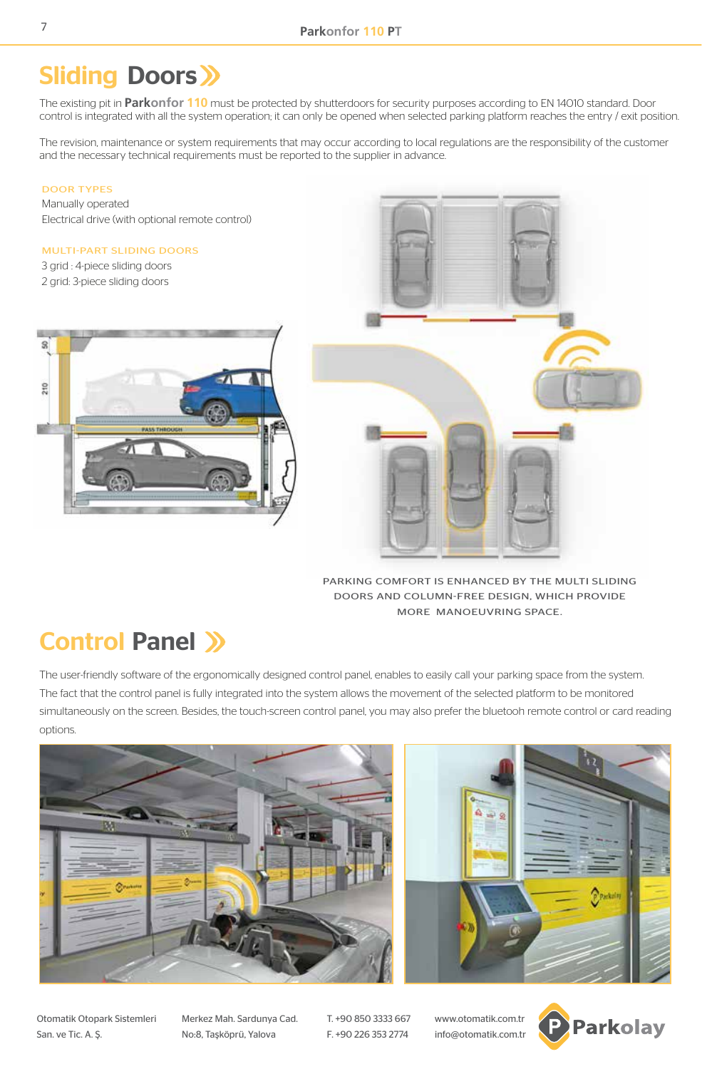# Sliding Doors

The existing pit in **Parkonfor 110** must be protected by shutterdoors for security purposes according to EN 14010 standard. Door control is integrated with all the system operation; it can only be opened when selected parking platform reaches the entry / exit position.

The revision, maintenance or system requirements that may occur according to local regulations are the responsibility of the customer and the necessary technical requirements must be reported to the supplier in advance.

DOOR TYPES

Manually operated

Electrical drive (with optional remote control)

MULTI-PART SLIDING DOORS

3 grid : 4-piece sliding doors

2 grid: 3-piece sliding doors

PARKING COMFORT IS ENHANCED BY THE MULTI SLIDING DOORS AND COLUMN-FREE DESIGN, WHICH PROVIDE MORE MANOEUVRING SPACE.

# Control Panel

The user-friendly software of the ergonomically designed control panel, enables to easily call your parking space from the system. The fact that the control panel is fully integrated into the system allows the movement of the selected platform to be monitored simultaneously on the screen. Besides, the touch-screen control panel, you may also prefer the bluetooh remote control or card reading options.

Otomatik Otopark Sistemleri San. ve Tic. A. Ş.

Merkez Mah. Sardunya Cad. No:8, Taşköprü, Yalova

T. +90 850 3333 667
F. +90 226 353 2774

www.otomatik.com.tr
info@otomatik.com.tr

Parkolay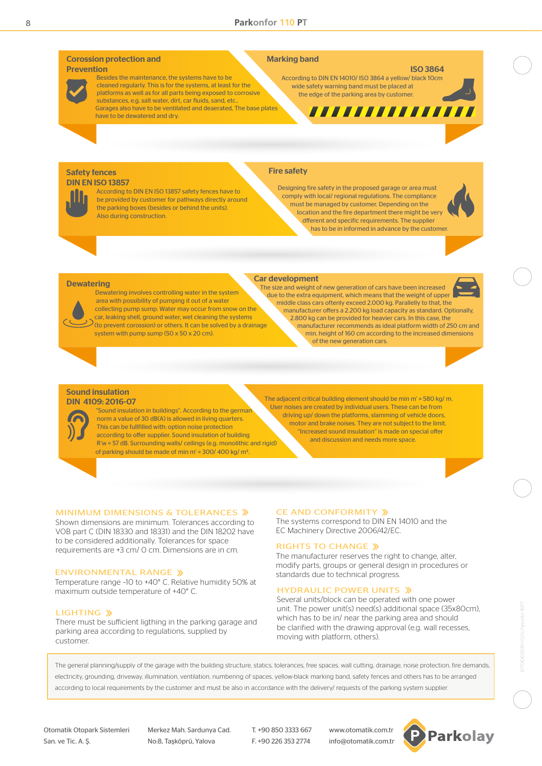## Corossion protection and Prevention

Besides the maintenance, the systems have to be cleaned regularly. This is for the systems, at least for the platforms as well as for all parts being exposed to corrosive substances, e.g. salt water, dirt, car fluids, sand, etc.. Garages also have to be ventilated and deaerated, The base plates have to be dewatered and dry.

## Marking band

**ISO 3864**

According to DIN EN 14010/ ISO 3864 a yellow/ black 10cm wide safety warning band must be placed at the edge of the parking area by customer.

## Safety fences DIN EN ISO 13857

According to DIN EN ISO 13857 safety fences have to be provided by customer for pathways directly around the parking boxes (besides or behind the units). Also during construction.

## Fire safety

Designing fire safety in the proposed garage or area must comply with local/ regional regulations. The compliance must be managed by customer. Depending on the location and the fire department there might be very dfferent and specific requirements. The supplier has to be in informed in advance by the customer.

## Dewatering

Dewatering involves controlling water in the system area with possibility of pumping it out of a water collecting pump sump. Water may occur from snow on the car, leaking shell, ground water, wet cleaning the systems (to prevent corossion) or others. It can be solved by a drainage system with pump sump (50 x 50 x 20 cm).

## Car development

The size and weight of new generation of cars have been increased due to the extra equipment, which means that the weight of upper middle class cars oftenly exceed 2.000 kg. Parallelly to that, the manufacturer offers a 2.200 kg load capacity as standard. Optionally, 2.800 kg can be provided for heavier cars. In this case, the manufacturer recommends as ideal platform width of 250 cm and min. height of 160 cm according to the increased dimensions of the new generation cars.

## Sound insulation DIN 4109: 2016-07

"Sound insulation in buildings". According to the german norm a value of 30 dB(A) is allowed in living quarters. This can be fullfilled with: option noise protection according to offer supplier. Sound insulation of building R'w = 57 dB. Surrounding walls/ ceilings (e.g. monolithic and rigid) of parking should be made of min m' = 300/ 400 kg/ m².

The adjacent critical building element should be min m' = 580 kg/ m. User noises are created by individual users. These can be from driving up/ down the platforms, slamming of vehicle doors, motor and brake noises. They are not subject to the limit. "Increased sound insulation" is made on special offer and discussion and needs more space.

### MINIMUM DIMENSIONS & TOLERANCES »

Shown dimensions are minimum. Tolerances according to VOB part C (DIN 18330 and 18331) and the DIN 18202 have to be considered additionally. Tolerances for space requirements are +3 cm/ 0 cm. Dimensions are in cm.

### ENVIRONMENTAL RANGE »

Temperature range -10 to +40° C. Relative humidity 50% at maximum outside temperature of +40° C.

### LIGHTING »

There must be sufficient ligthing in the parking garage and parking area according to regulations, supplied by customer.

### CE AND CONFORMITY »

The systems correspond to DIN EN 14010 and the EC Machinery Directive 2006/42/EC.

### RIGHTS TO CHANGE »

The manufacturer reserves the right to change, alter, modify parts, groups or general design in procedures or standards due to technical progress.

### HYDRAULIC POWER UNITS »

Several units/block can be operated with one power unit. The power unit(s) need(s) additional space (35x80cm), which has to be in/ near the parking area and should be clarified with the drawing approval (e.g. wall recesses, moving with platform, others).

The general planning/supply of the garage with the building structure, statics, tolerances, free spaces, wall cutting, drainage, noise protection, fire demands, electricity, grounding, driveway, illumination, ventilation, numbering of spaces, yellow-black marking band, safety fences and others has to be arranged according to local requirements by the customer and must be also in accordance with the delivery/ requests of the parking system supplier.

Otomatik Otopark Sistemleri San. ve Tic. A. Ş.
Merkez Mah. Sardunya Cad. No:8, Taşköprü, Yalova
T. +90 850 3333 667
F. +90 226 353 2774
www.otomatik.com.tr
info@otomatik.com.tr
Parkolay